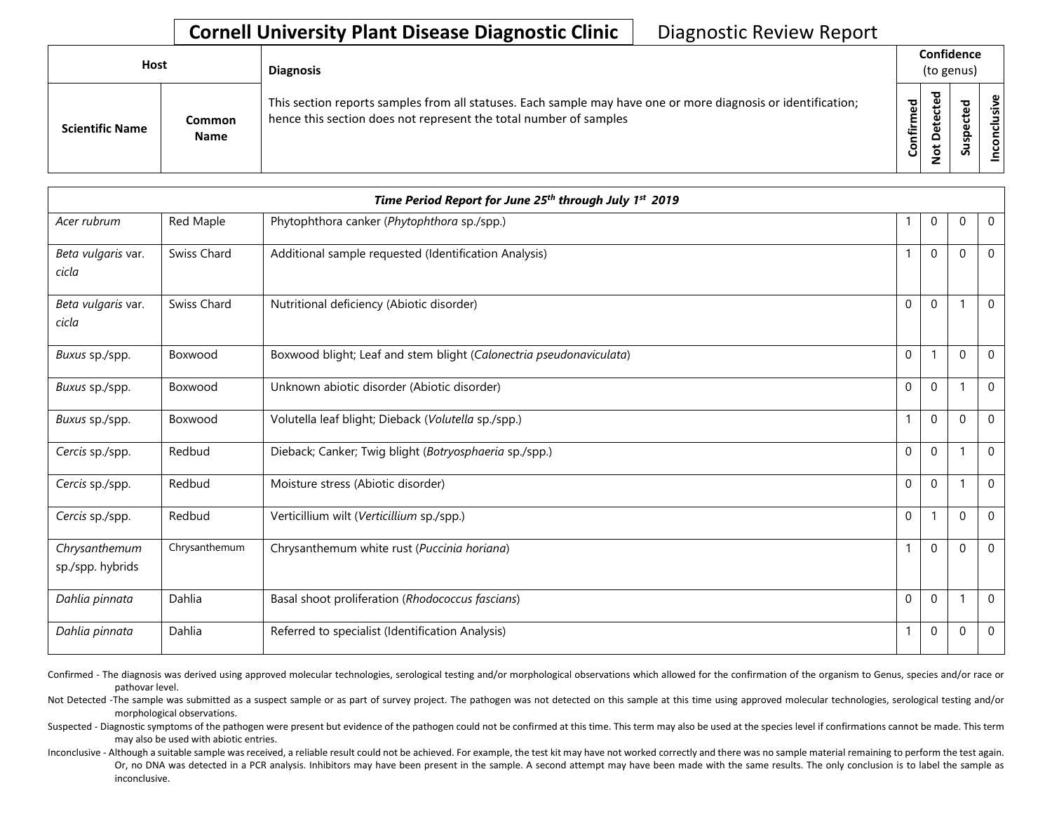# Cornell University Plant Disease Diagnostic Clinic

Diagnostic Review Report

| Host | | Diagnosis | Confidence (to genus) | | | |
|---|---|---|---|---|---|---|
| Scientific Name | Common Name | This section reports samples from all statuses. Each sample may have one or more diagnosis or identification; hence this section does not represent the total number of samples | Confirmed | Not Detected | Suspected | Inconclusive |
| ***Time Period Report for June 25th through July 1st 2019*** | | | | | | |
| *Acer rubrum* | Red Maple | Phytophthora canker (*Phytophthora* sp./spp.) | 1 | 0 | 0 | 0 |
| *Beta vulgaris* var. *cicla* | Swiss Chard | Additional sample requested (Identification Analysis) | 1 | 0 | 0 | 0 |
| *Beta vulgaris* var. *cicla* | Swiss Chard | Nutritional deficiency (Abiotic disorder) | 0 | 0 | 1 | 0 |
| *Buxus* sp./spp. | Boxwood | Boxwood blight; Leaf and stem blight (*Calonectria pseudonaviculata*) | 0 | 1 | 0 | 0 |
| *Buxus* sp./spp. | Boxwood | Unknown abiotic disorder (Abiotic disorder) | 0 | 0 | 1 | 0 |
| *Buxus* sp./spp. | Boxwood | Volutella leaf blight; Dieback (*Volutella* sp./spp.) | 1 | 0 | 0 | 0 |
| *Cercis* sp./spp. | Redbud | Dieback; Canker; Twig blight (*Botryosphaeria* sp./spp.) | 0 | 0 | 1 | 0 |
| *Cercis* sp./spp. | Redbud | Moisture stress (Abiotic disorder) | 0 | 0 | 1 | 0 |
| *Cercis* sp./spp. | Redbud | Verticillium wilt (*Verticillium* sp./spp.) | 0 | 1 | 0 | 0 |
| *Chrysanthemum* sp./spp. hybrids | Chrysanthemum | Chrysanthemum white rust (*Puccinia horiana*) | 1 | 0 | 0 | 0 |
| *Dahlia pinnata* | Dahlia | Basal shoot proliferation (*Rhodococcus fascians*) | 0 | 0 | 1 | 0 |
| *Dahlia pinnata* | Dahlia | Referred to specialist (Identification Analysis) | 1 | 0 | 0 | 0 |

Confirmed - The diagnosis was derived using approved molecular technologies, serological testing and/or morphological observations which allowed for the confirmation of the organism to Genus, species and/or race or pathovar level.

Not Detected -The sample was submitted as a suspect sample or as part of survey project. The pathogen was not detected on this sample at this time using approved molecular technologies, serological testing and/or morphological observations.

Suspected - Diagnostic symptoms of the pathogen were present but evidence of the pathogen could not be confirmed at this time. This term may also be used at the species level if confirmations cannot be made. This term may also be used with abiotic entries.

Inconclusive - Although a suitable sample was received, a reliable result could not be achieved. For example, the test kit may have not worked correctly and there was no sample material remaining to perform the test again. Or, no DNA was detected in a PCR analysis. Inhibitors may have been present in the sample. A second attempt may have been made with the same results. The only conclusion is to label the sample as inconclusive.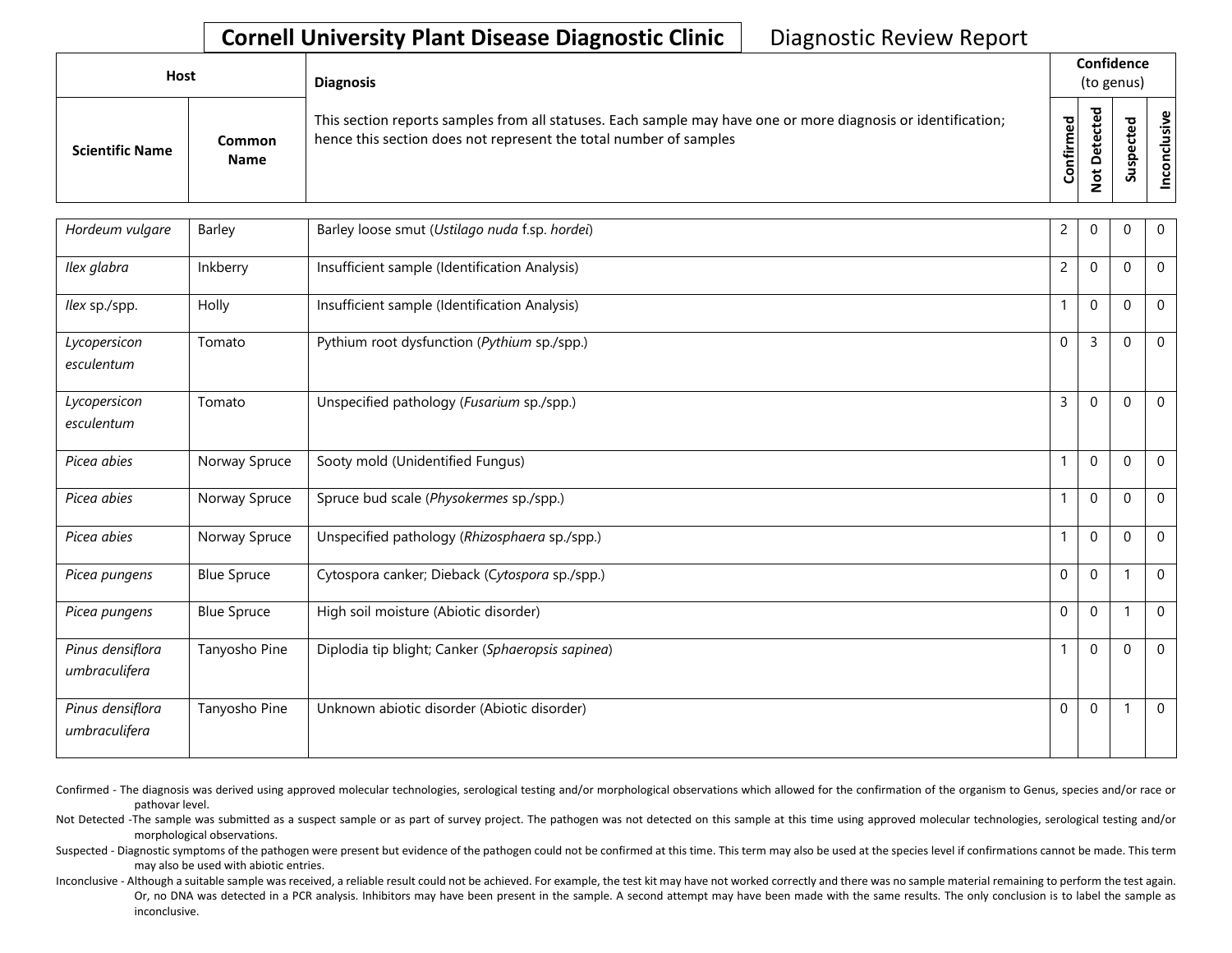# Cornell University Plant Disease Diagnostic Clinic

Diagnostic Review Report

| Host | | Diagnosis | Confidence (to genus) | | | |
|---|---|---|---|---|---|---|
| **Scientific Name** | **Common Name** | This section reports samples from all statuses. Each sample may have one or more diagnosis or identification; hence this section does not represent the total number of samples | **Confirmed** | **Not Detected** | **Suspected** | **Inconclusive** |
| *Hordeum vulgare* | Barley | Barley loose smut (*Ustilago nuda* f.sp. *hordei*) | 2 | 0 | 0 | 0 |
| *Ilex glabra* | Inkberry | Insufficient sample (Identification Analysis) | 2 | 0 | 0 | 0 |
| *Ilex* sp./spp. | Holly | Insufficient sample (Identification Analysis) | 1 | 0 | 0 | 0 |
| *Lycopersicon esculentum* | Tomato | Pythium root dysfunction (*Pythium* sp./spp.) | 0 | 3 | 0 | 0 |
| *Lycopersicon esculentum* | Tomato | Unspecified pathology (*Fusarium* sp./spp.) | 3 | 0 | 0 | 0 |
| *Picea abies* | Norway Spruce | Sooty mold (Unidentified Fungus) | 1 | 0 | 0 | 0 |
| *Picea abies* | Norway Spruce | Spruce bud scale (*Physokermes* sp./spp.) | 1 | 0 | 0 | 0 |
| *Picea abies* | Norway Spruce | Unspecified pathology (*Rhizosphaera* sp./spp.) | 1 | 0 | 0 | 0 |
| *Picea pungens* | Blue Spruce | Cytospora canker; Dieback (*Cytospora* sp./spp.) | 0 | 0 | 1 | 0 |
| *Picea pungens* | Blue Spruce | High soil moisture (Abiotic disorder) | 0 | 0 | 1 | 0 |
| *Pinus densiflora umbraculifera* | Tanyosho Pine | Diplodia tip blight; Canker (*Sphaeropsis sapinea*) | 1 | 0 | 0 | 0 |
| *Pinus densiflora umbraculifera* | Tanyosho Pine | Unknown abiotic disorder (Abiotic disorder) | 0 | 0 | 1 | 0 |

Confirmed - The diagnosis was derived using approved molecular technologies, serological testing and/or morphological observations which allowed for the confirmation of the organism to Genus, species and/or race or pathovar level.

Not Detected -The sample was submitted as a suspect sample or as part of survey project. The pathogen was not detected on this sample at this time using approved molecular technologies, serological testing and/or morphological observations.

Suspected - Diagnostic symptoms of the pathogen were present but evidence of the pathogen could not be confirmed at this time. This term may also be used at the species level if confirmations cannot be made. This term may also be used with abiotic entries.

Inconclusive - Although a suitable sample was received, a reliable result could not be achieved. For example, the test kit may have not worked correctly and there was no sample material remaining to perform the test again. Or, no DNA was detected in a PCR analysis. Inhibitors may have been present in the sample. A second attempt may have been made with the same results. The only conclusion is to label the sample as inconclusive.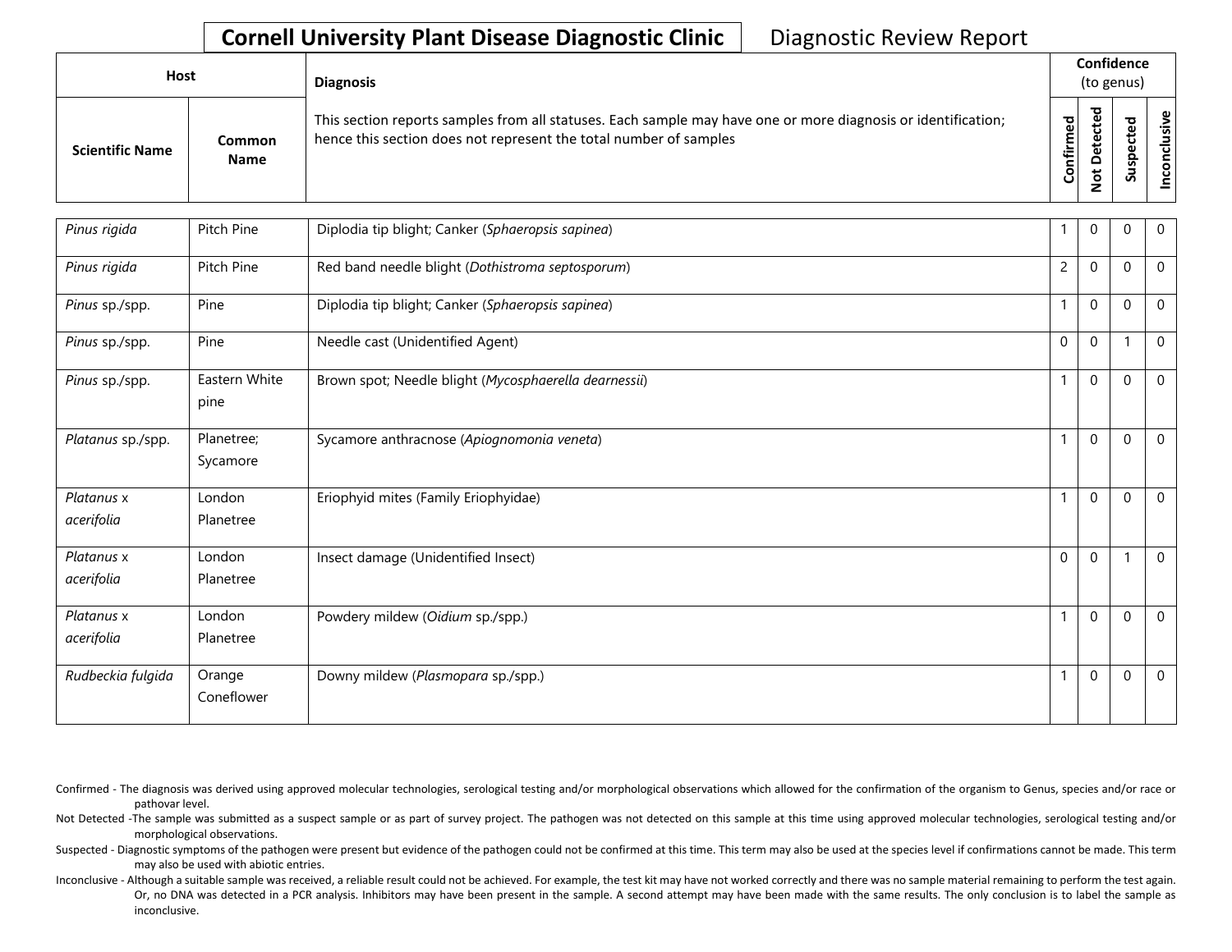**Cornell University Plant Disease Diagnostic Clinic** Diagnostic Review Report

| Host | | Diagnosis | Confidence (to genus) | | | |
|---|---|---|---|---|---|---|
| Scientific Name | Common Name | This section reports samples from all statuses. Each sample may have one or more diagnosis or identification; hence this section does not represent the total number of samples | Confirmed | Not Detected | Suspected | Inconclusive |
| *Pinus rigida* | Pitch Pine | Diplodia tip blight; Canker (*Sphaeropsis sapinea*) | 1 | 0 | 0 | 0 |
| *Pinus rigida* | Pitch Pine | Red band needle blight (*Dothistroma septosporum*) | 2 | 0 | 0 | 0 |
| *Pinus* sp./spp. | Pine | Diplodia tip blight; Canker (*Sphaeropsis sapinea*) | 1 | 0 | 0 | 0 |
| *Pinus* sp./spp. | Pine | Needle cast (Unidentified Agent) | 0 | 0 | 1 | 0 |
| *Pinus* sp./spp. | Eastern White pine | Brown spot; Needle blight (*Mycosphaerella dearnessii*) | 1 | 0 | 0 | 0 |
| *Platanus* sp./spp. | Planetree; Sycamore | Sycamore anthracnose (*Apiognomonia veneta*) | 1 | 0 | 0 | 0 |
| *Platanus* x *acerifolia* | London Planetree | Eriophyid mites (Family Eriophyidae) | 1 | 0 | 0 | 0 |
| *Platanus* x *acerifolia* | London Planetree | Insect damage (Unidentified Insect) | 0 | 0 | 1 | 0 |
| *Platanus* x *acerifolia* | London Planetree | Powdery mildew (*Oidium* sp./spp.) | 1 | 0 | 0 | 0 |
| *Rudbeckia fulgida* | Orange Coneflower | Downy mildew (*Plasmopara* sp./spp.) | 1 | 0 | 0 | 0 |

Confirmed - The diagnosis was derived using approved molecular technologies, serological testing and/or morphological observations which allowed for the confirmation of the organism to Genus, species and/or race or pathovar level.

Not Detected -The sample was submitted as a suspect sample or as part of survey project. The pathogen was not detected on this sample at this time using approved molecular technologies, serological testing and/or morphological observations.

Suspected - Diagnostic symptoms of the pathogen were present but evidence of the pathogen could not be confirmed at this time. This term may also be used at the species level if confirmations cannot be made. This term may also be used with abiotic entries.

Inconclusive - Although a suitable sample was received, a reliable result could not be achieved. For example, the test kit may have not worked correctly and there was no sample material remaining to perform the test again. Or, no DNA was detected in a PCR analysis. Inhibitors may have been present in the sample. A second attempt may have been made with the same results. The only conclusion is to label the sample as inconclusive.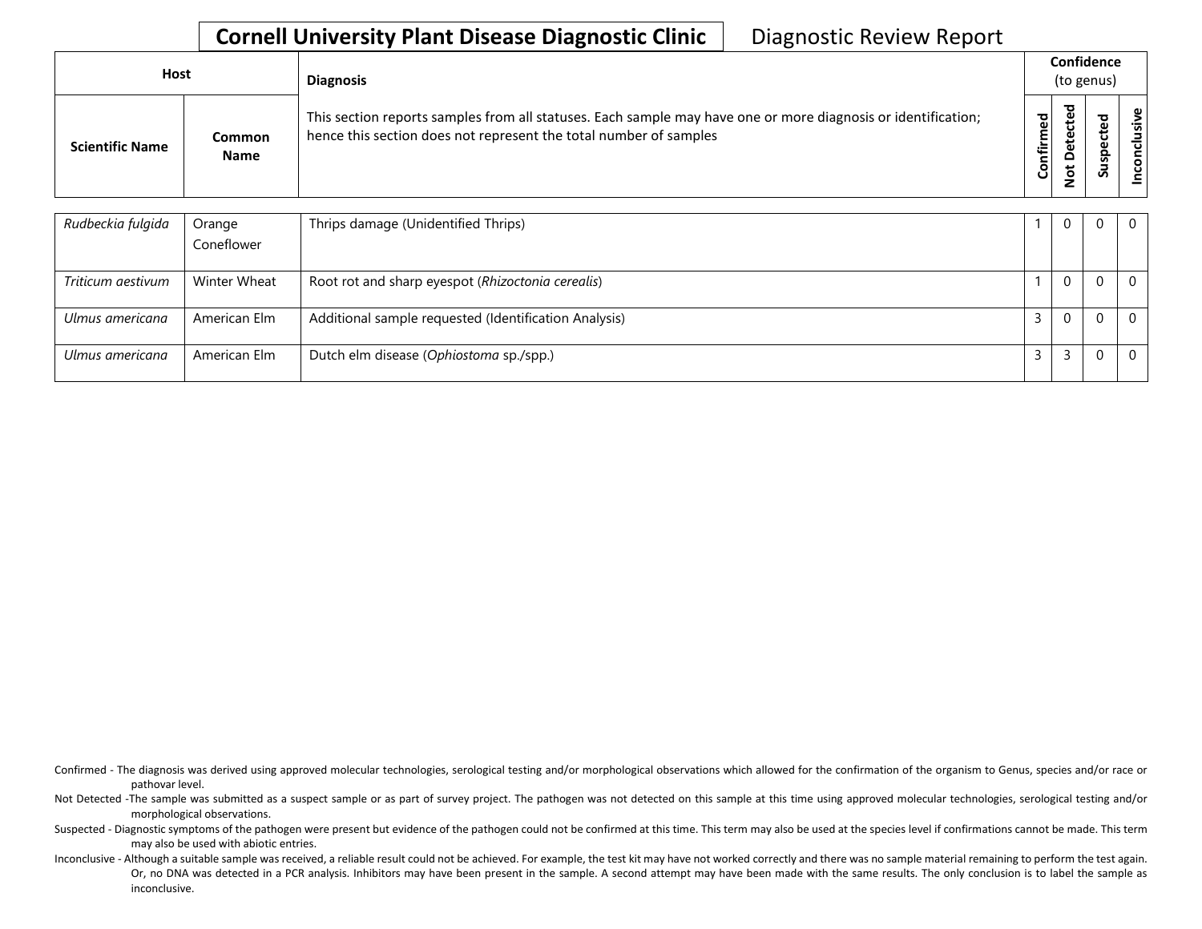**Cornell University Plant Disease Diagnostic Clinic** Diagnostic Review Report

| Host | | Diagnosis | Confidence (to genus) | | | |
|---|---|---|---|---|---|---|
| Scientific Name | Common Name | This section reports samples from all statuses. Each sample may have one or more diagnosis or identification; hence this section does not represent the total number of samples | Confirmed | Not Detected | Suspected | Inconclusive |
| *Rudbeckia fulgida* | Orange Coneflower | Thrips damage (Unidentified Thrips) | 1 | 0 | 0 | 0 |
| *Triticum aestivum* | Winter Wheat | Root rot and sharp eyespot (*Rhizoctonia cerealis*) | 1 | 0 | 0 | 0 |
| *Ulmus americana* | American Elm | Additional sample requested (Identification Analysis) | 3 | 0 | 0 | 0 |
| *Ulmus americana* | American Elm | Dutch elm disease (*Ophiostoma* sp./spp.) | 3 | 3 | 0 | 0 |

Confirmed - The diagnosis was derived using approved molecular technologies, serological testing and/or morphological observations which allowed for the confirmation of the organism to Genus, species and/or race or pathovar level.

Not Detected -The sample was submitted as a suspect sample or as part of survey project. The pathogen was not detected on this sample at this time using approved molecular technologies, serological testing and/or morphological observations.

Suspected - Diagnostic symptoms of the pathogen were present but evidence of the pathogen could not be confirmed at this time. This term may also be used at the species level if confirmations cannot be made. This term may also be used with abiotic entries.

Inconclusive - Although a suitable sample was received, a reliable result could not be achieved. For example, the test kit may have not worked correctly and there was no sample material remaining to perform the test again. Or, no DNA was detected in a PCR analysis. Inhibitors may have been present in the sample. A second attempt may have been made with the same results. The only conclusion is to label the sample as inconclusive.